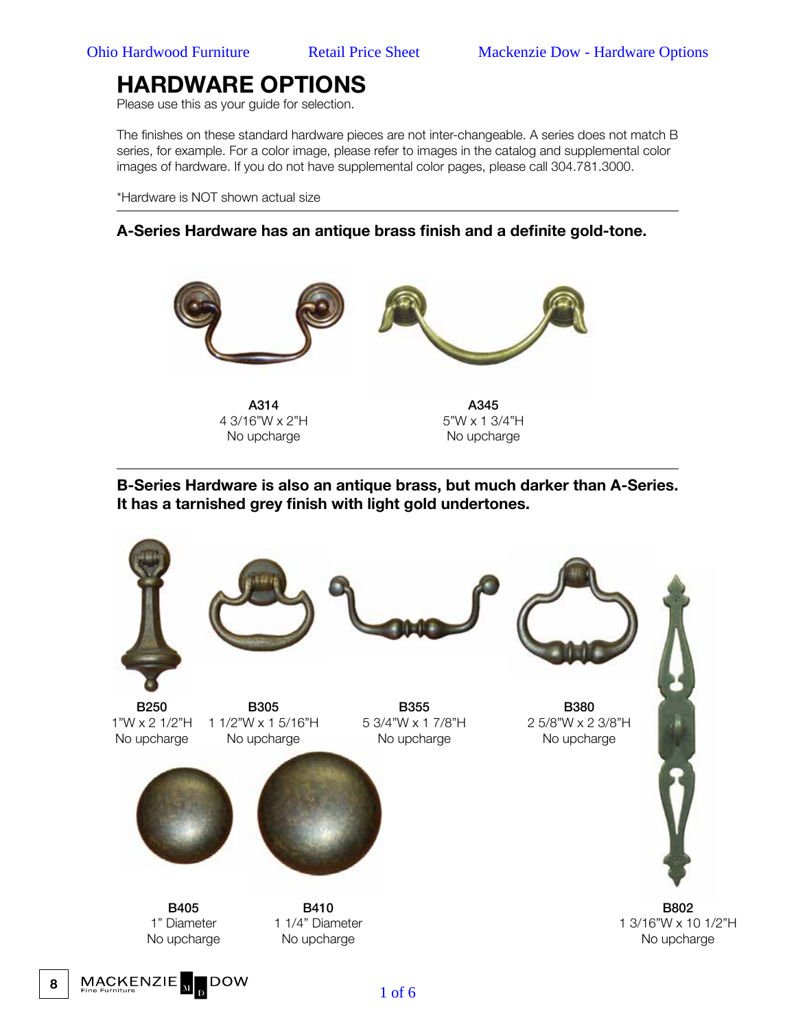# HARDWARE OPTIONS

Please use this as your guide for selection.

The finishes on these standard hardware pieces are not inter-changeable. A series does not match B series, for example. For a color image, please refer to images in the catalog and supplemental color images of hardware. If you do not have supplemental color pages, please call 304.781.3000.

*Hardware is NOT shown actual size

## A-Series Hardware has an antique brass finish and a definite gold-tone.

**A314**
4 3/16"W x 2"H
No upcharge

**A345**
5"W x 1 3/4"H
No upcharge

## B-Series Hardware is also an antique brass, but much darker than A-Series. It has a tarnished grey finish with light gold undertones.

**B250**
1"W x 2 1/2"H
No upcharge

**B305**
1 1/2"W x 1 5/16"H
No upcharge

**B355**
5 3/4"W x 1 7/8"H
No upcharge

**B380**
2 5/8"W x 2 3/8"H
No upcharge

**B405**
1" Diameter
No upcharge

**B410**
1 1/4" Diameter
No upcharge

**B802**
1 3/16"W x 10 1/2"H
No upcharge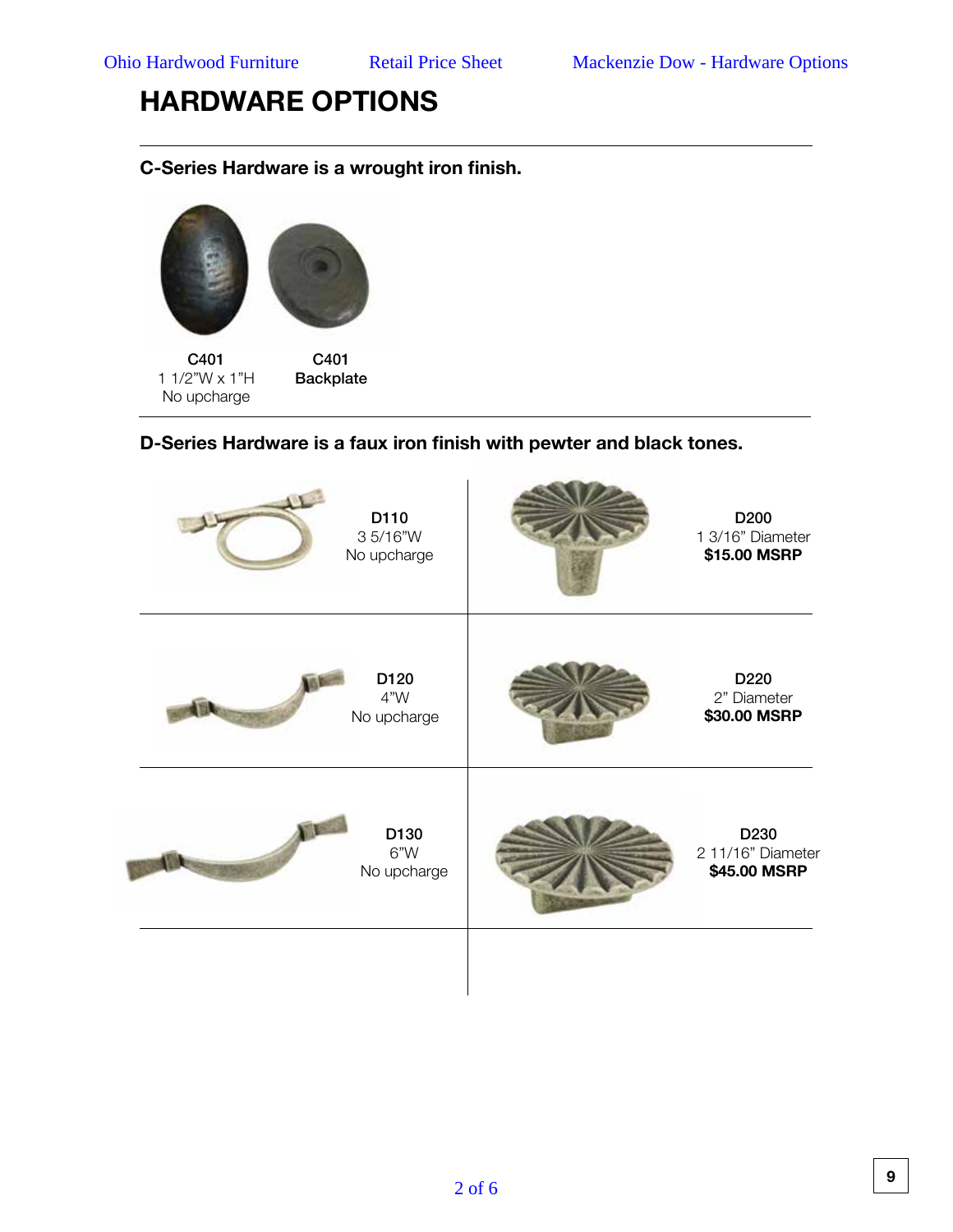# HARDWARE OPTIONS

## C-Series Hardware is a wrought iron finish.

| C401 | C401 |
|---|---|
| 1 1/2"W x 1"H<br>No upcharge | **Backplate** |

## D-Series Hardware is a faux iron finish with pewter and black tones.

| | |
|---|---|
| D110<br>3 5/16"W<br>No upcharge | D200<br>1 3/16" Diameter<br>**$15.00 MSRP** |
| D120<br>4"W<br>No upcharge | D220<br>2" Diameter<br>**$30.00 MSRP** |
| D130<br>6"W<br>No upcharge | D230<br>2 11/16" Diameter<br>**$45.00 MSRP** |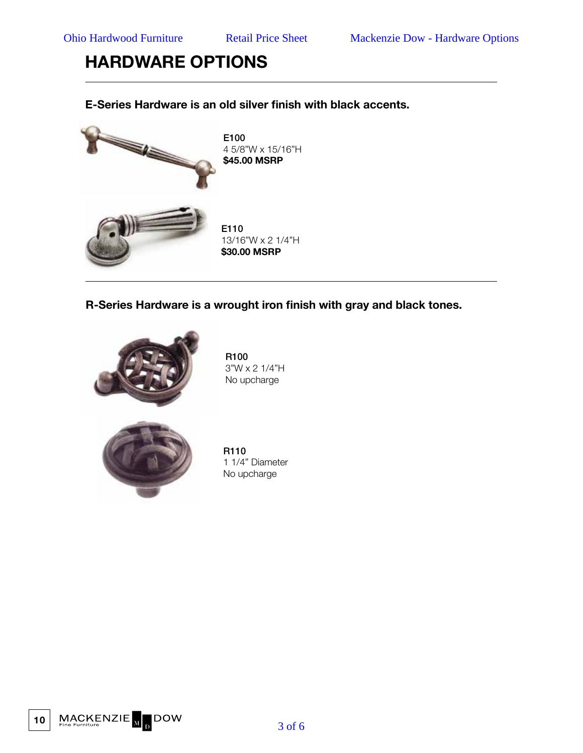# HARDWARE OPTIONS

**E-Series Hardware is an old silver finish with black accents.**

E100
4 5/8"W x 15/16"H
**$45.00 MSRP**

E110
13/16"W x 2 1/4"H
**$30.00 MSRP**

**R-Series Hardware is a wrought iron finish with gray and black tones.**

R100
3"W x 2 1/4"H
No upcharge

R110
1 1/4" Diameter
No upcharge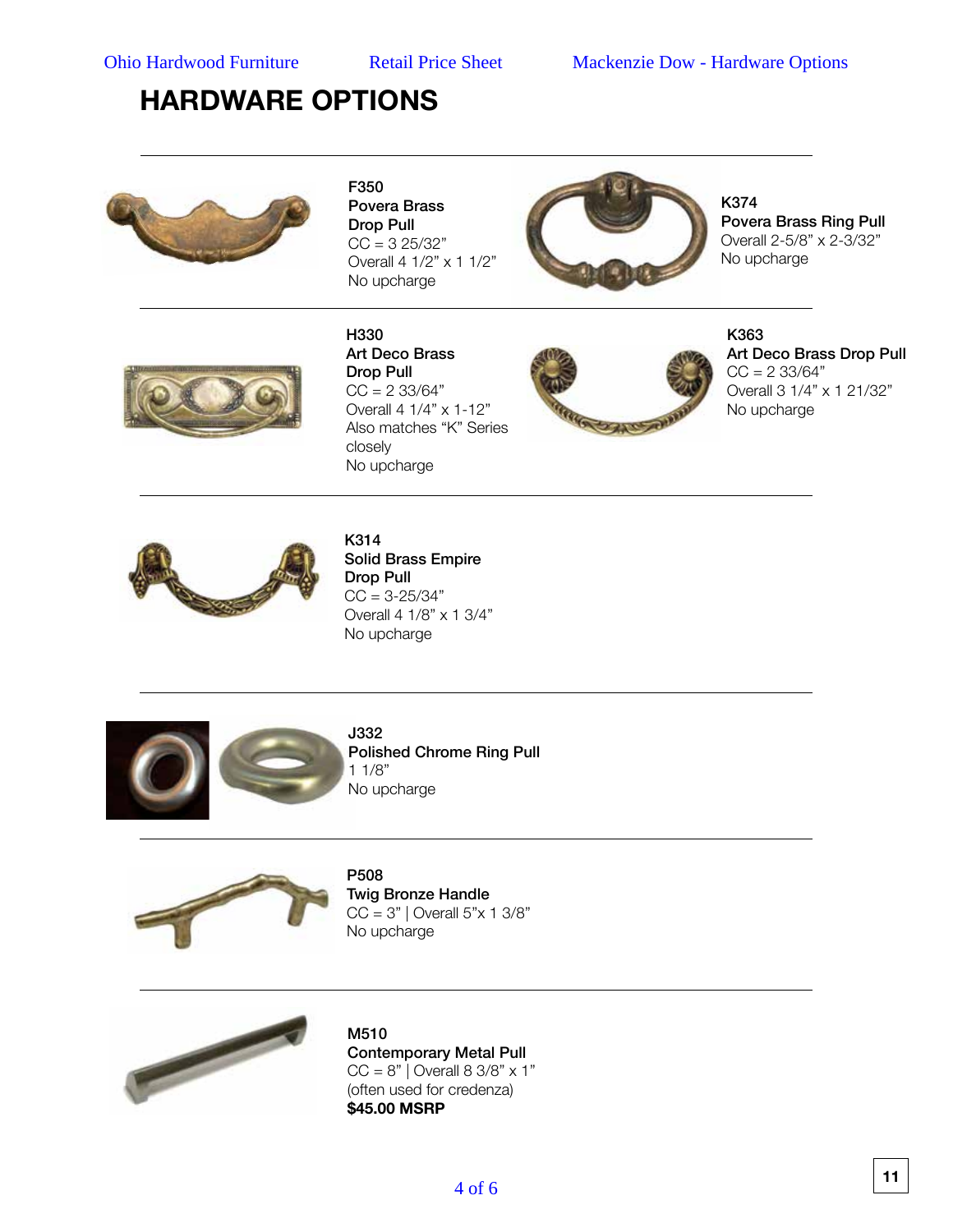# HARDWARE OPTIONS

**F350**
**Povera Brass**
**Drop Pull**
CC = 3 25/32”
Overall 4 1/2” x 1 1/2”
No upcharge

**K374**
**Povera Brass Ring Pull**
Overall 2-5/8” x 2-3/32”
No upcharge

---

**H330**
**Art Deco Brass**
**Drop Pull**
CC = 2 33/64”
Overall 4 1/4” x 1-12”
Also matches “K” Series closely
No upcharge

**K363**
**Art Deco Brass Drop Pull**
CC = 2 33/64”
Overall 3 1/4” x 1 21/32”
No upcharge

---

**K314**
**Solid Brass Empire**
**Drop Pull**
CC = 3-25/34”
Overall 4 1/8” x 1 3/4”
No upcharge

---

**J332**
**Polished Chrome Ring Pull**
1 1/8”
No upcharge

---

**P508**
**Twig Bronze Handle**
CC = 3” | Overall 5”x 1 3/8”
No upcharge

---

**M510**
**Contemporary Metal Pull**
CC = 8” | Overall 8 3/8” x 1”
(often used for credenza)
**$45.00 MSRP**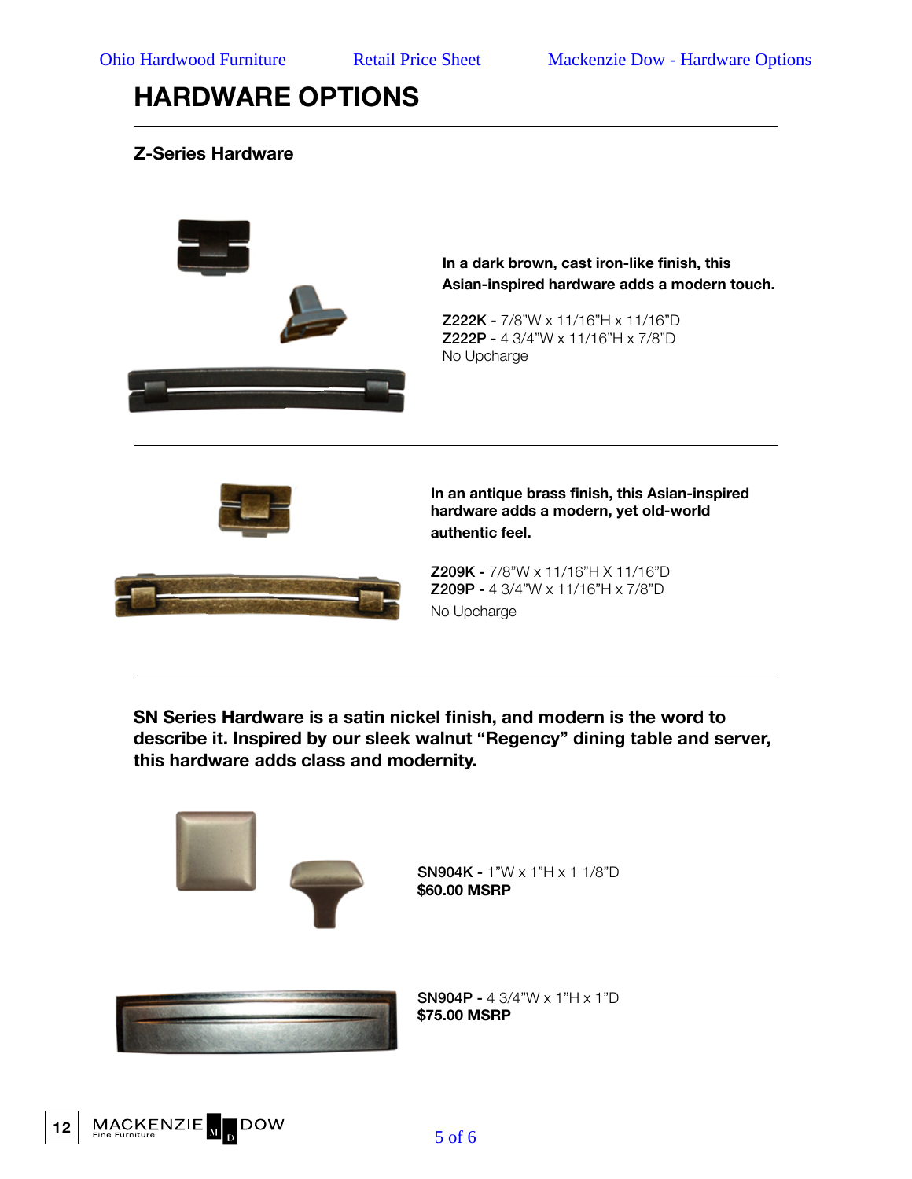# HARDWARE OPTIONS

### Z-Series Hardware

**In a dark brown, cast iron-like finish, this Asian-inspired hardware adds a modern touch.**

**Z222K -** 7/8"W x 11/16"H x 11/16"D
**Z222P -** 4 3/4"W x 11/16"H x 7/8"D
No Upcharge

**In an antique brass finish, this Asian-inspired hardware adds a modern, yet old-world authentic feel.**

**Z209K -** 7/8"W x 11/16"H X 11/16"D
**Z209P -** 4 3/4"W x 11/16"H x 7/8"D
No Upcharge

**SN Series Hardware is a satin nickel finish, and modern is the word to describe it. Inspired by our sleek walnut "Regency" dining table and server, this hardware adds class and modernity.**

**SN904K -** 1"W x 1"H x 1 1/8"D
**$60.00 MSRP**

**SN904P -** 4 3/4"W x 1"H x 1"D
**$75.00 MSRP**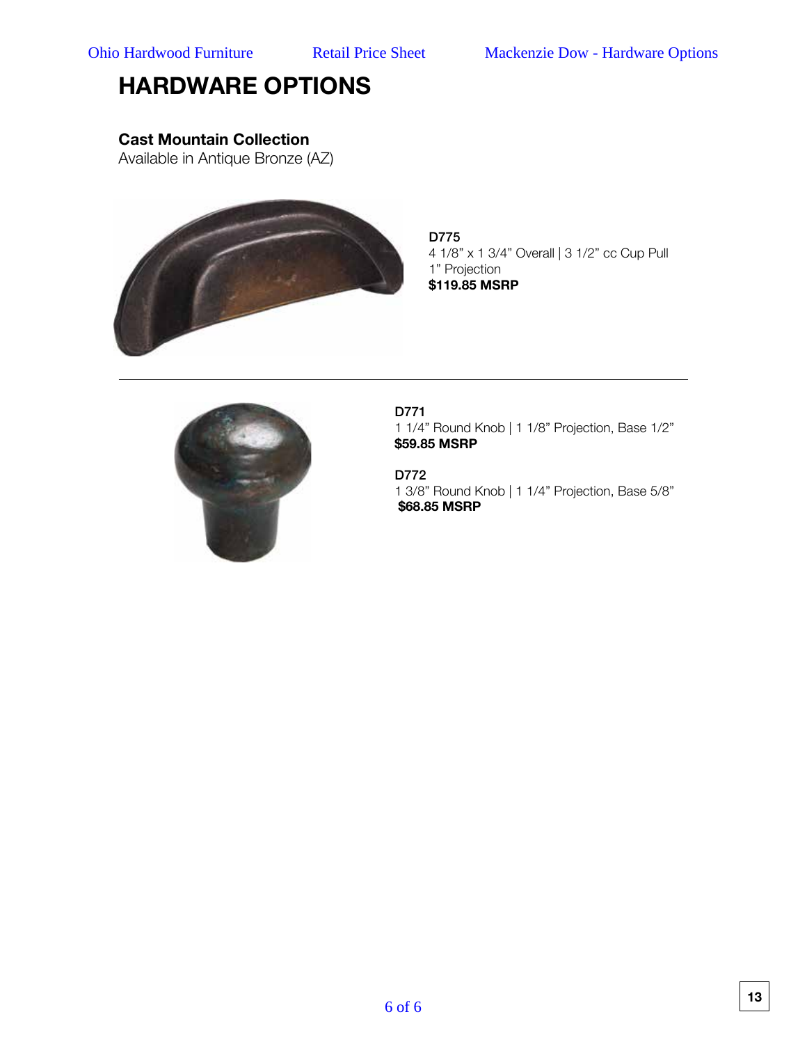# HARDWARE OPTIONS

**Cast Mountain Collection**
Available in Antique Bronze (AZ)

**D775**
4 1/8” x 1 3/4” Overall | 3 1/2” cc Cup Pull
1” Projection
**$119.85 MSRP**

---

**D771**
1 1/4” Round Knob | 1 1/8” Projection, Base 1/2”
**$59.85 MSRP**

**D772**
1 3/8” Round Knob | 1 1/4” Projection, Base 5/8”
**$68.85 MSRP**